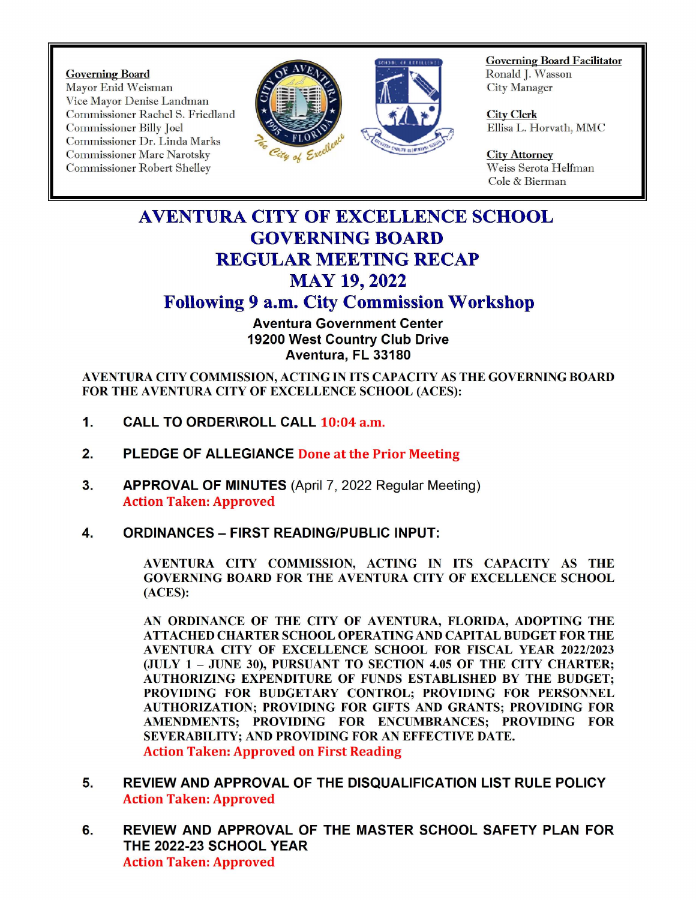**Governing Board**
Mayor Enid Weisman
Vice Mayor Denise Landman
Commissioner Rachel S. Friedland
Commissioner Billy Joel
Commissioner Dr. Linda Marks
Commissioner Marc Narotsky
Commissioner Robert Shelley

**Governing Board Facilitator**
Ronald J. Wasson
City Manager

**City Clerk**
Ellisa L. Horvath, MMC

**City Attorney**
Weiss Serota Helfman
Cole & Bierman

# AVENTURA CITY OF EXCELLENCE SCHOOL GOVERNING BOARD REGULAR MEETING RECAP MAY 19, 2022

## Following 9 a.m. City Commission Workshop

**Aventura Government Center**
**19200 West Country Club Drive**
**Aventura, FL 33180**

**AVENTURA CITY COMMISSION, ACTING IN ITS CAPACITY AS THE GOVERNING BOARD FOR THE AVENTURA CITY OF EXCELLENCE SCHOOL (ACES):**

1. **CALL TO ORDER\ROLL CALL** **10:04 a.m.**

2. **PLEDGE OF ALLEGIANCE** **Done at the Prior Meeting**

3. **APPROVAL OF MINUTES** (April 7, 2022 Regular Meeting)
   **Action Taken: Approved**

4. **ORDINANCES – FIRST READING/PUBLIC INPUT:**

   **AVENTURA CITY COMMISSION, ACTING IN ITS CAPACITY AS THE GOVERNING BOARD FOR THE AVENTURA CITY OF EXCELLENCE SCHOOL (ACES):**

   **AN ORDINANCE OF THE CITY OF AVENTURA, FLORIDA, ADOPTING THE ATTACHED CHARTER SCHOOL OPERATING AND CAPITAL BUDGET FOR THE AVENTURA CITY OF EXCELLENCE SCHOOL FOR FISCAL YEAR 2022/2023 (JULY 1 – JUNE 30), PURSUANT TO SECTION 4.05 OF THE CITY CHARTER; AUTHORIZING EXPENDITURE OF FUNDS ESTABLISHED BY THE BUDGET; PROVIDING FOR BUDGETARY CONTROL; PROVIDING FOR PERSONNEL AUTHORIZATION; PROVIDING FOR GIFTS AND GRANTS; PROVIDING FOR AMENDMENTS; PROVIDING FOR ENCUMBRANCES; PROVIDING FOR SEVERABILITY; AND PROVIDING FOR AN EFFECTIVE DATE.**
   **Action Taken: Approved on First Reading**

5. **REVIEW AND APPROVAL OF THE DISQUALIFICATION LIST RULE POLICY**
   **Action Taken: Approved**

6. **REVIEW AND APPROVAL OF THE MASTER SCHOOL SAFETY PLAN FOR THE 2022-23 SCHOOL YEAR**
   **Action Taken: Approved**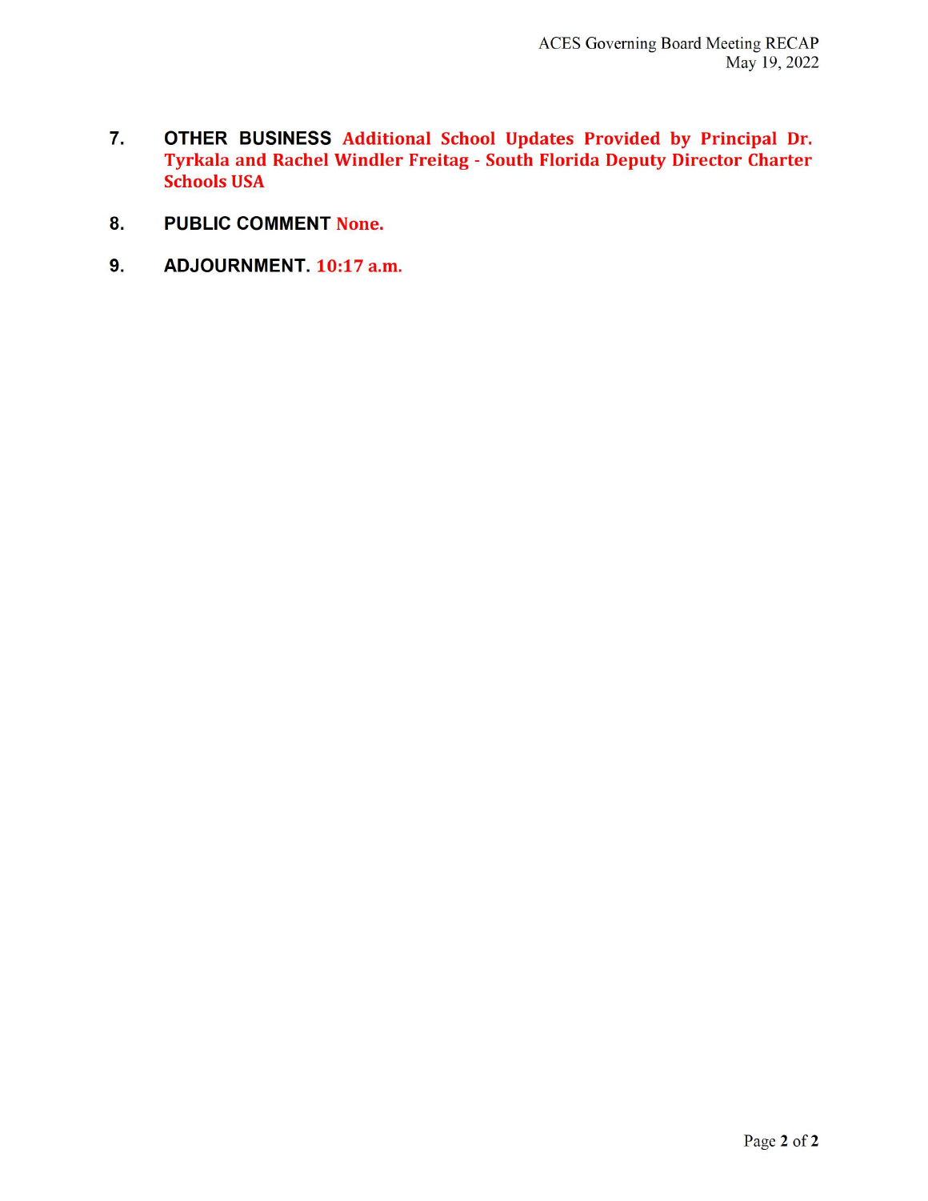7. **OTHER BUSINESS** **Additional School Updates Provided by Principal Dr. Tyrkala and Rachel Windler Freitag - South Florida Deputy Director Charter Schools USA**

8. **PUBLIC COMMENT** **None.**

9. **ADJOURNMENT.** **10:17 a.m.**